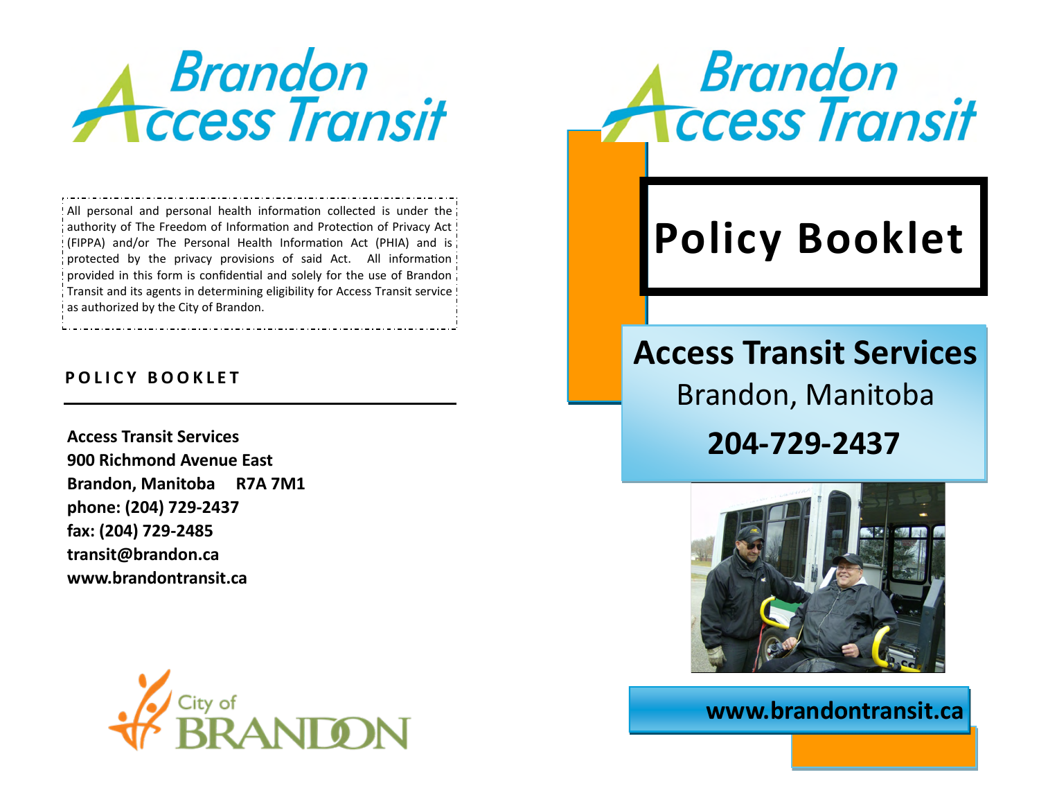Brandon Access Transit

All personal and personal health information collected is under the authority of The Freedom of Information and Protection of Privacy Act (FIPPA) and/or The Personal Health Information Act (PHIA) and is protected by the privacy provisions of said Act. All information provided in this form is confidential and solely for the use of Brandon Transit and its agents in determining eligibility for Access Transit service as authorized by the City of Brandon.

## POLICY BOOKLET

**Access Transit Services**
**900 Richmond Avenue East**
**Brandon, Manitoba R7A 7M1**
**phone: (204) 729-2437**
**fax: (204) 729-2485**
**transit@brandon.ca**
**www.brandontransit.ca**

City of BRANDON

Brandon Access Transit

# Policy Booklet

## Access Transit Services

Brandon, Manitoba

**204-729-2437**

**www.brandontransit.ca**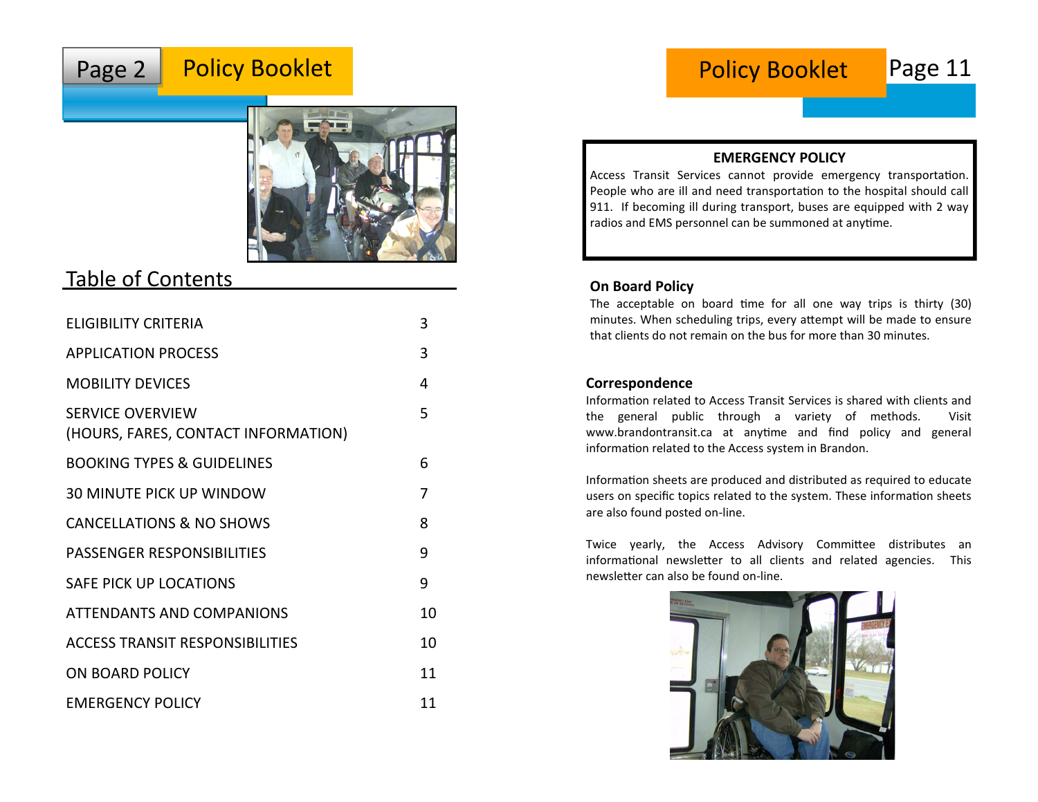## Table of Contents

| | |
|---|---|
| ELIGIBILITY CRITERIA | 3 |
| APPLICATION PROCESS | 3 |
| MOBILITY DEVICES | 4 |
| SERVICE OVERVIEW (HOURS, FARES, CONTACT INFORMATION) | 5 |
| BOOKING TYPES & GUIDELINES | 6 |
| 30 MINUTE PICK UP WINDOW | 7 |
| CANCELLATIONS & NO SHOWS | 8 |
| PASSENGER RESPONSIBILITIES | 9 |
| SAFE PICK UP LOCATIONS | 9 |
| ATTENDANTS AND COMPANIONS | 10 |
| ACCESS TRANSIT RESPONSIBILITIES | 10 |
| ON BOARD POLICY | 11 |
| EMERGENCY POLICY | 11 |

### EMERGENCY POLICY

Access Transit Services cannot provide emergency transportation. People who are ill and need transportation to the hospital should call 911. If becoming ill during transport, buses are equipped with 2 way radios and EMS personnel can be summoned at anytime.

### On Board Policy

The acceptable on board time for all one way trips is thirty (30) minutes. When scheduling trips, every attempt will be made to ensure that clients do not remain on the bus for more than 30 minutes.

### Correspondence

Information related to Access Transit Services is shared with clients and the general public through a variety of methods. Visit www.brandontransit.ca at anytime and find policy and general information related to the Access system in Brandon.

Information sheets are produced and distributed as required to educate users on specific topics related to the system. These information sheets are also found posted on-line.

Twice yearly, the Access Advisory Committee distributes an informational newsletter to all clients and related agencies. This newsletter can also be found on-line.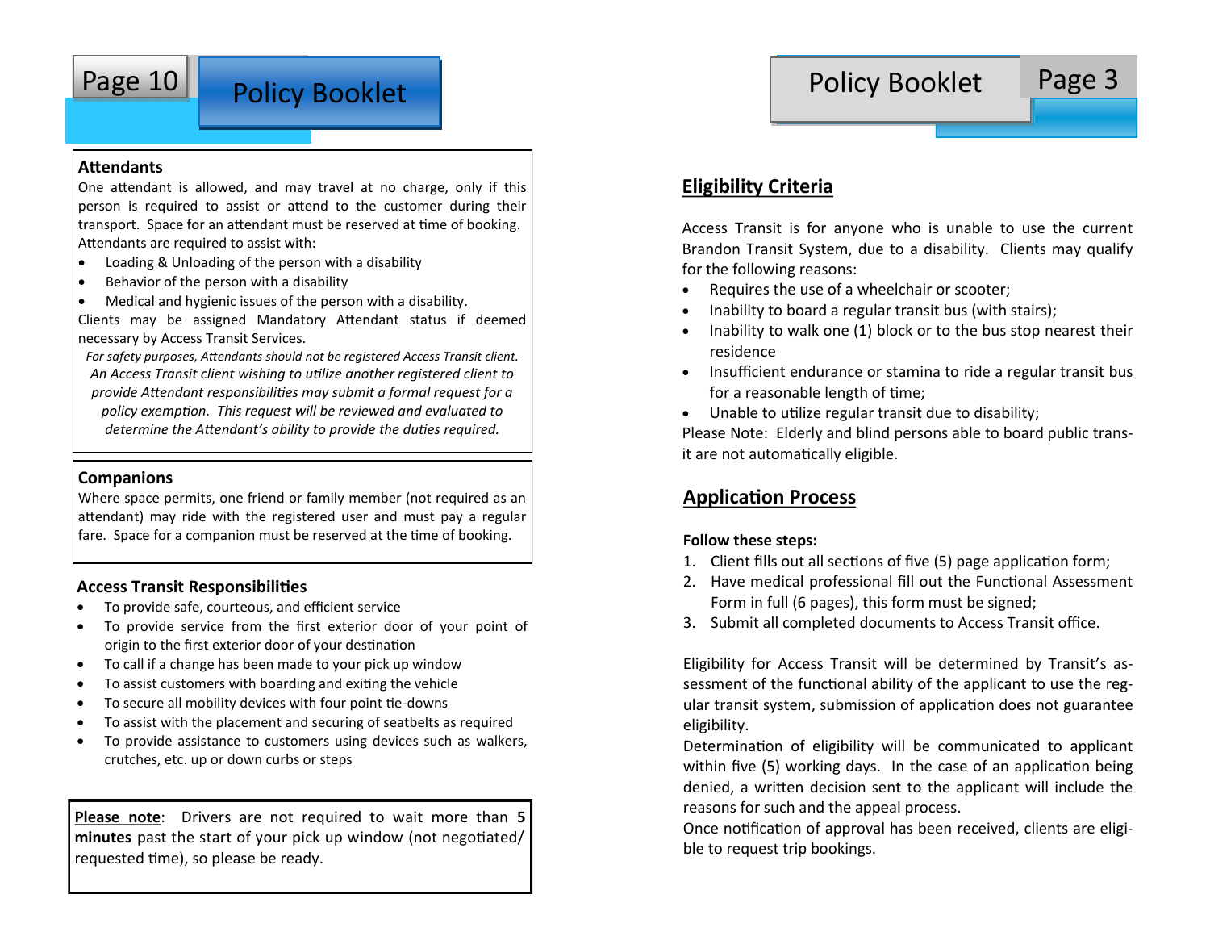## Attendants

One attendant is allowed, and may travel at no charge, only if this person is required to assist or attend to the customer during their transport. Space for an attendant must be reserved at time of booking. Attendants are required to assist with:

- Loading & Unloading of the person with a disability
- Behavior of the person with a disability
- Medical and hygienic issues of the person with a disability.

Clients may be assigned Mandatory Attendant status if deemed necessary by Access Transit Services.

*For safety purposes, Attendants should not be registered Access Transit client. An Access Transit client wishing to utilize another registered client to provide Attendant responsibilities may submit a formal request for a policy exemption. This request will be reviewed and evaluated to determine the Attendant's ability to provide the duties required.*

## Companions

Where space permits, one friend or family member (not required as an attendant) may ride with the registered user and must pay a regular fare. Space for a companion must be reserved at the time of booking.

## Access Transit Responsibilities

- To provide safe, courteous, and efficient service
- To provide service from the first exterior door of your point of origin to the first exterior door of your destination
- To call if a change has been made to your pick up window
- To assist customers with boarding and exiting the vehicle
- To secure all mobility devices with four point tie-downs
- To assist with the placement and securing of seatbelts as required
- To provide assistance to customers using devices such as walkers, crutches, etc. up or down curbs or steps

**Please note**: Drivers are not required to wait more than **5 minutes** past the start of your pick up window (not negotiated/requested time), so please be ready.

## Eligibility Criteria

Access Transit is for anyone who is unable to use the current Brandon Transit System, due to a disability. Clients may qualify for the following reasons:

- Requires the use of a wheelchair or scooter;
- Inability to board a regular transit bus (with stairs);
- Inability to walk one (1) block or to the bus stop nearest their residence
- Insufficient endurance or stamina to ride a regular transit bus for a reasonable length of time;
- Unable to utilize regular transit due to disability;

Please Note: Elderly and blind persons able to board public transit are not automatically eligible.

## Application Process

**Follow these steps:**

1. Client fills out all sections of five (5) page application form;
2. Have medical professional fill out the Functional Assessment Form in full (6 pages), this form must be signed;
3. Submit all completed documents to Access Transit office.

Eligibility for Access Transit will be determined by Transit's assessment of the functional ability of the applicant to use the regular transit system, submission of application does not guarantee eligibility.

Determination of eligibility will be communicated to applicant within five (5) working days. In the case of an application being denied, a written decision sent to the applicant will include the reasons for such and the appeal process.

Once notification of approval has been received, clients are eligible to request trip bookings.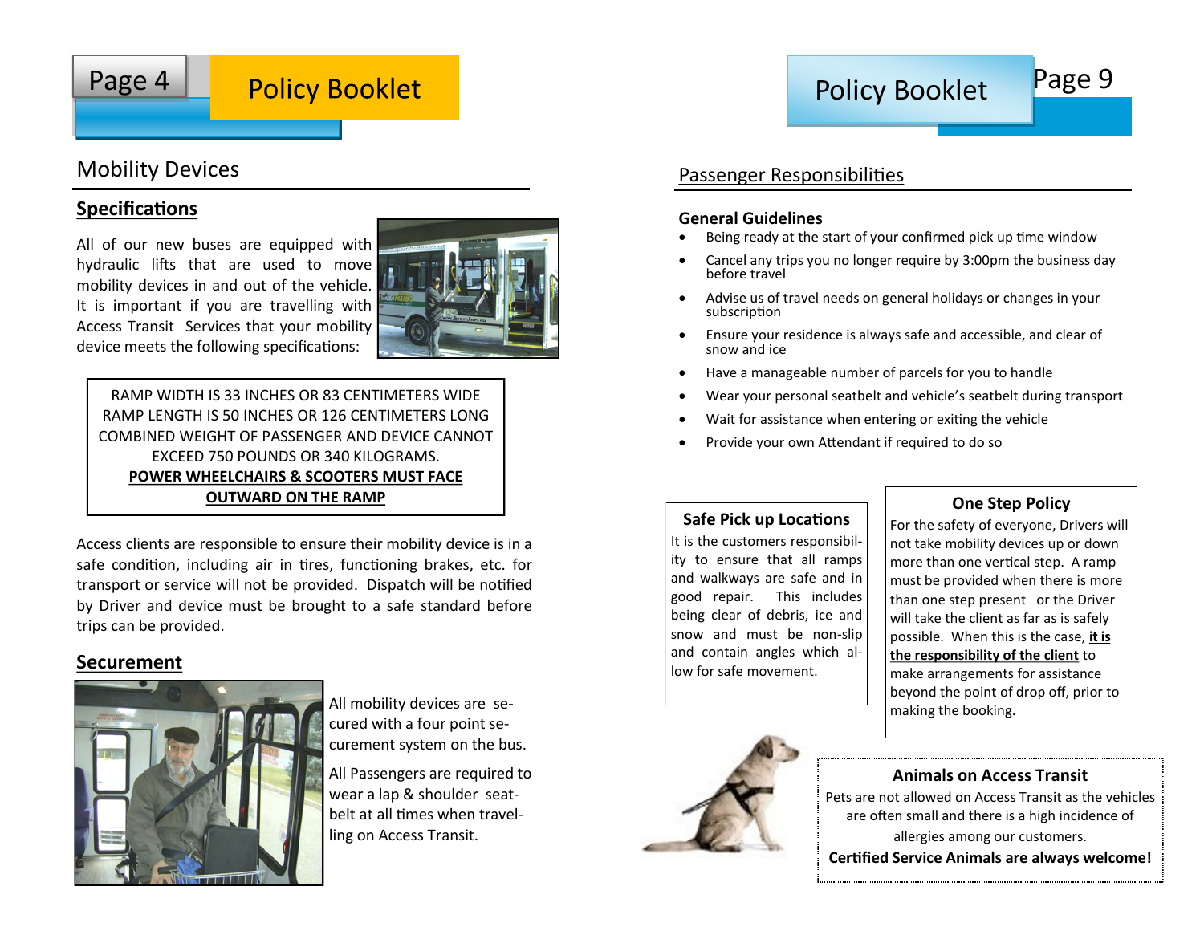# Policy Booklet

## Mobility Devices

### Specifications

All of our new buses are equipped with hydraulic lifts that are used to move mobility devices in and out of the vehicle. It is important if you are travelling with Access Transit Services that your mobility device meets the following specifications:

RAMP WIDTH IS 33 INCHES OR 83 CENTIMETERS WIDE
RAMP LENGTH IS 50 INCHES OR 126 CENTIMETERS LONG
COMBINED WEIGHT OF PASSENGER AND DEVICE CANNOT EXCEED 750 POUNDS OR 340 KILOGRAMS.
**POWER WHEELCHAIRS & SCOOTERS MUST FACE OUTWARD ON THE RAMP**

Access clients are responsible to ensure their mobility device is in a safe condition, including air in tires, functioning brakes, etc. for transport or service will not be provided. Dispatch will be notified by Driver and device must be brought to a safe standard before trips can be provided.

### Securement

All mobility devices are secured with a four point securement system on the bus.

All Passengers are required to wear a lap & shoulder seatbelt at all times when travelling on Access Transit.

# Policy Booklet

## Passenger Responsibilities

### General Guidelines

- Being ready at the start of your confirmed pick up time window
- Cancel any trips you no longer require by 3:00pm the business day before travel
- Advise us of travel needs on general holidays or changes in your subscription
- Ensure your residence is always safe and accessible, and clear of snow and ice
- Have a manageable number of parcels for you to handle
- Wear your personal seatbelt and vehicle's seatbelt during transport
- Wait for assistance when entering or exiting the vehicle
- Provide your own Attendant if required to do so

### Safe Pick up Locations

It is the customers responsibility to ensure that all ramps and walkways are safe and in good repair. This includes being clear of debris, ice and snow and must be non-slip and contain angles which allow for safe movement.

### One Step Policy

For the safety of everyone, Drivers will not take mobility devices up or down more than one vertical step. A ramp must be provided when there is more than one step present or the Driver will take the client as far as is safely possible. When this is the case, **it is the responsibility of the client** to make arrangements for assistance beyond the point of drop off, prior to making the booking.

### Animals on Access Transit

Pets are not allowed on Access Transit as the vehicles are often small and there is a high incidence of allergies among our customers.

**Certified Service Animals are always welcome!**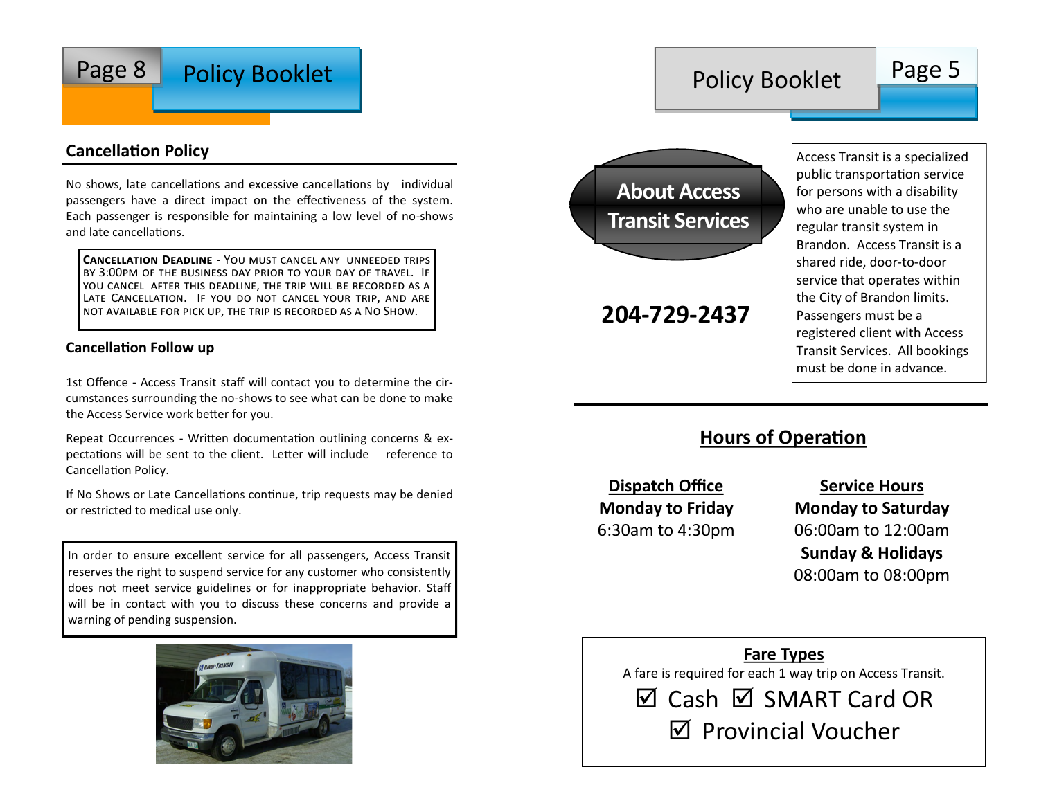## Cancellation Policy

No shows, late cancellations and excessive cancellations by individual passengers have a direct impact on the effectiveness of the system. Each passenger is responsible for maintaining a low level of no-shows and late cancellations.

**CANCELLATION DEADLINE** - YOU MUST CANCEL ANY UNNEEDED TRIPS BY 3:00PM OF THE BUSINESS DAY PRIOR TO YOUR DAY OF TRAVEL. IF YOU CANCEL AFTER THIS DEADLINE, THE TRIP WILL BE RECORDED AS A LATE CANCELLATION. IF YOU DO NOT CANCEL YOUR TRIP, AND ARE NOT AVAILABLE FOR PICK UP, THE TRIP IS RECORDED AS A NO SHOW.

### Cancellation Follow up

1st Offence - Access Transit staff will contact you to determine the circumstances surrounding the no-shows to see what can be done to make the Access Service work better for you.

Repeat Occurrences - Written documentation outlining concerns & expectations will be sent to the client. Letter will include reference to Cancellation Policy.

If No Shows or Late Cancellations continue, trip requests may be denied or restricted to medical use only.

In order to ensure excellent service for all passengers, Access Transit reserves the right to suspend service for any customer who consistently does not meet service guidelines or for inappropriate behavior. Staff will be in contact with you to discuss these concerns and provide a warning of pending suspension.

## About Access Transit Services

**204-729-2437**

Access Transit is a specialized public transportation service for persons with a disability who are unable to use the regular transit system in Brandon. Access Transit is a shared ride, door-to-door service that operates within the City of Brandon limits. Passengers must be a registered client with Access Transit Services. All bookings must be done in advance.

## Hours of Operation

**Dispatch Office**
**Monday to Friday**
6:30am to 4:30pm

**Service Hours**
**Monday to Saturday**
06:00am to 12:00am
**Sunday & Holidays**
08:00am to 08:00pm

### Fare Types

A fare is required for each 1 way trip on Access Transit.

☑ Cash ☑ SMART Card OR
☑ Provincial Voucher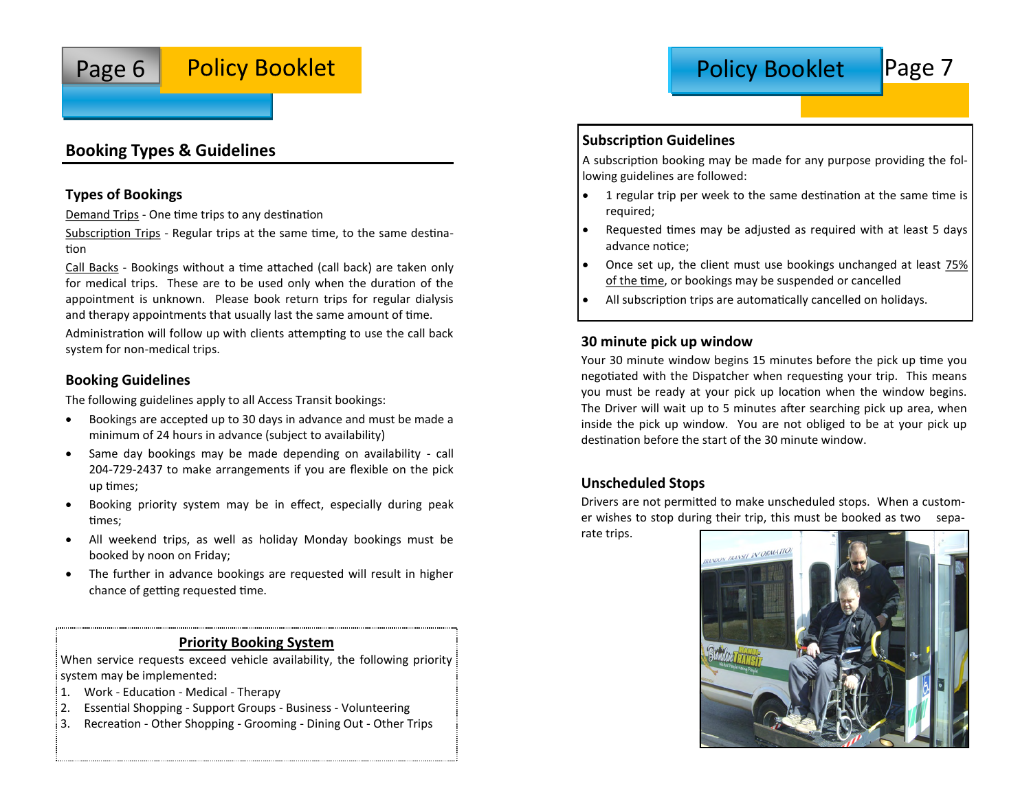## Booking Types & Guidelines

### Types of Bookings

Demand Trips - One time trips to any destination

Subscription Trips - Regular trips at the same time, to the same destination

Call Backs - Bookings without a time attached (call back) are taken only for medical trips. These are to be used only when the duration of the appointment is unknown. Please book return trips for regular dialysis and therapy appointments that usually last the same amount of time.

Administration will follow up with clients attempting to use the call back system for non-medical trips.

### Booking Guidelines

The following guidelines apply to all Access Transit bookings:

- Bookings are accepted up to 30 days in advance and must be made a minimum of 24 hours in advance (subject to availability)
- Same day bookings may be made depending on availability - call 204-729-2437 to make arrangements if you are flexible on the pick up times;
- Booking priority system may be in effect, especially during peak times;
- All weekend trips, as well as holiday Monday bookings must be booked by noon on Friday;
- The further in advance bookings are requested will result in higher chance of getting requested time.

### Priority Booking System

When service requests exceed vehicle availability, the following priority system may be implemented:

1. Work - Education - Medical - Therapy
2. Essential Shopping - Support Groups - Business - Volunteering
3. Recreation - Other Shopping - Grooming - Dining Out - Other Trips

### Subscription Guidelines

A subscription booking may be made for any purpose providing the following guidelines are followed:

- 1 regular trip per week to the same destination at the same time is required;
- Requested times may be adjusted as required with at least 5 days advance notice;
- Once set up, the client must use bookings unchanged at least 75% of the time, or bookings may be suspended or cancelled
- All subscription trips are automatically cancelled on holidays.

### 30 minute pick up window

Your 30 minute window begins 15 minutes before the pick up time you negotiated with the Dispatcher when requesting your trip. This means you must be ready at your pick up location when the window begins. The Driver will wait up to 5 minutes after searching pick up area, when inside the pick up window. You are not obliged to be at your pick up destination before the start of the 30 minute window.

### Unscheduled Stops

Drivers are not permitted to make unscheduled stops. When a customer wishes to stop during their trip, this must be booked as two separate trips.